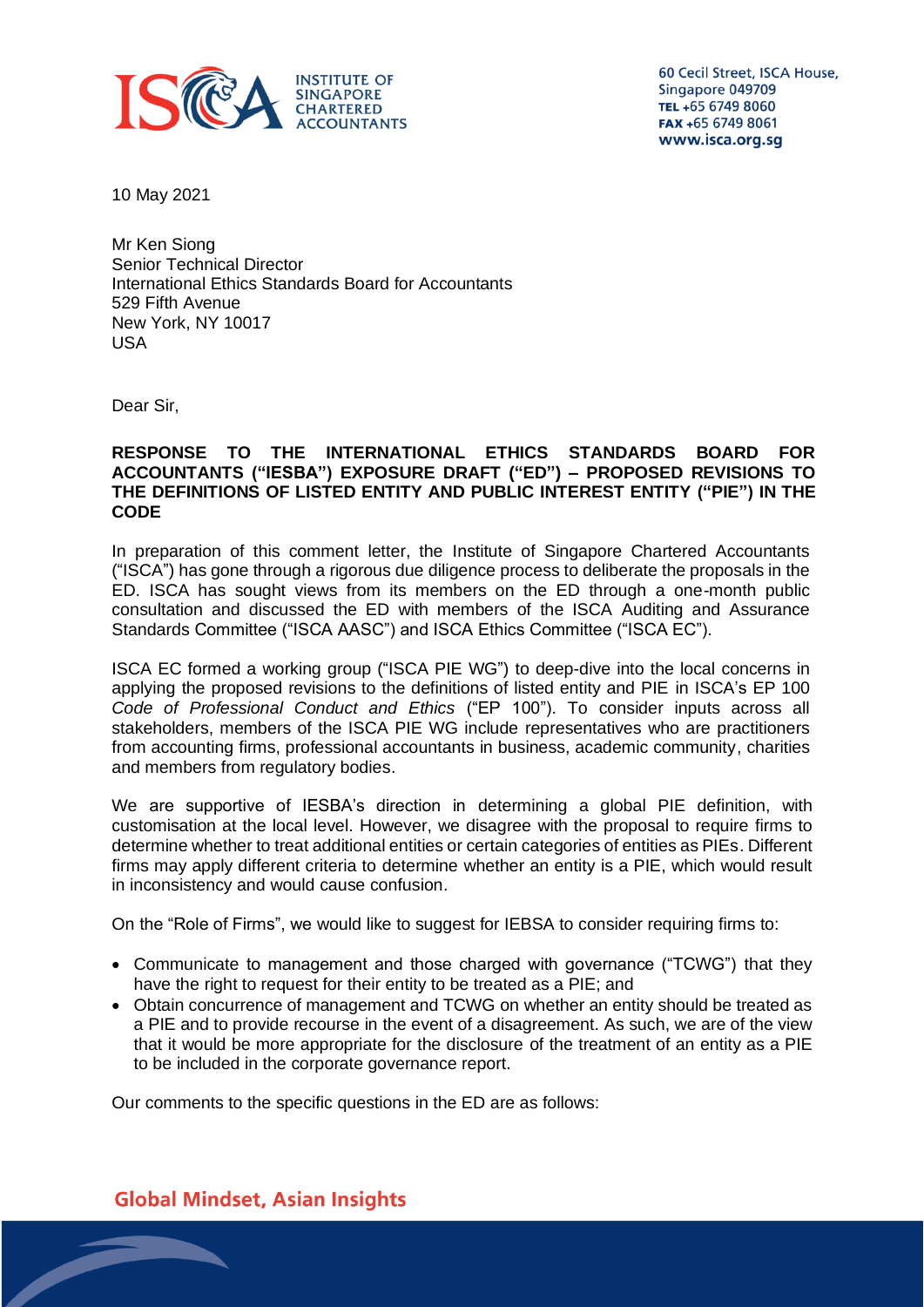**INSTITUTE OF SINGAPORE CHARTERED ACCOUNTANTS**

60 Cecil Street, ISCA House,
Singapore 049709
TEL +65 6749 8060
FAX +65 6749 8061
www.isca.org.sg

10 May 2021

Mr Ken Siong
Senior Technical Director
International Ethics Standards Board for Accountants
529 Fifth Avenue
New York, NY 10017
USA

Dear Sir,

**RESPONSE TO THE INTERNATIONAL ETHICS STANDARDS BOARD FOR ACCOUNTANTS ("IESBA") EXPOSURE DRAFT ("ED") – PROPOSED REVISIONS TO THE DEFINITIONS OF LISTED ENTITY AND PUBLIC INTEREST ENTITY ("PIE") IN THE CODE**

In preparation of this comment letter, the Institute of Singapore Chartered Accountants ("ISCA") has gone through a rigorous due diligence process to deliberate the proposals in the ED. ISCA has sought views from its members on the ED through a one-month public consultation and discussed the ED with members of the ISCA Auditing and Assurance Standards Committee ("ISCA AASC") and ISCA Ethics Committee ("ISCA EC").

ISCA EC formed a working group ("ISCA PIE WG") to deep-dive into the local concerns in applying the proposed revisions to the definitions of listed entity and PIE in ISCA's EP 100 *Code of Professional Conduct and Ethics* ("EP 100"). To consider inputs across all stakeholders, members of the ISCA PIE WG include representatives who are practitioners from accounting firms, professional accountants in business, academic community, charities and members from regulatory bodies.

We are supportive of IESBA's direction in determining a global PIE definition, with customisation at the local level. However, we disagree with the proposal to require firms to determine whether to treat additional entities or certain categories of entities as PIEs. Different firms may apply different criteria to determine whether an entity is a PIE, which would result in inconsistency and would cause confusion.

On the "Role of Firms", we would like to suggest for IEBSA to consider requiring firms to:

- Communicate to management and those charged with governance ("TCWG") that they have the right to request for their entity to be treated as a PIE; and
- Obtain concurrence of management and TCWG on whether an entity should be treated as a PIE and to provide recourse in the event of a disagreement. As such, we are of the view that it would be more appropriate for the disclosure of the treatment of an entity as a PIE to be included in the corporate governance report.

Our comments to the specific questions in the ED are as follows:

Global Mindset, Asian Insights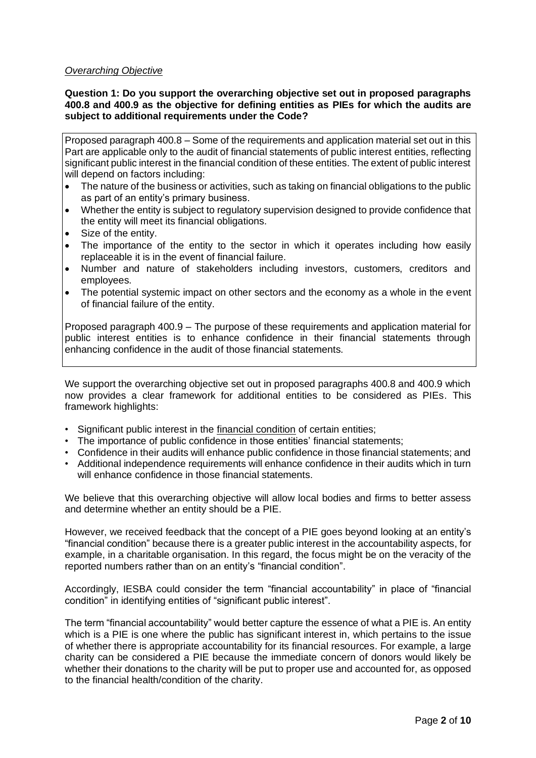*Overarching Objective*

**Question 1: Do you support the overarching objective set out in proposed paragraphs 400.8 and 400.9 as the objective for defining entities as PIEs for which the audits are subject to additional requirements under the Code?**

> Proposed paragraph 400.8 – Some of the requirements and application material set out in this Part are applicable only to the audit of financial statements of public interest entities, reflecting significant public interest in the financial condition of these entities. The extent of public interest will depend on factors including:
>
> - The nature of the business or activities, such as taking on financial obligations to the public as part of an entity's primary business.
> - Whether the entity is subject to regulatory supervision designed to provide confidence that the entity will meet its financial obligations.
> - Size of the entity.
> - The importance of the entity to the sector in which it operates including how easily replaceable it is in the event of financial failure.
> - Number and nature of stakeholders including investors, customers, creditors and employees.
> - The potential systemic impact on other sectors and the economy as a whole in the event of financial failure of the entity.
>
> Proposed paragraph 400.9 – The purpose of these requirements and application material for public interest entities is to enhance confidence in their financial statements through enhancing confidence in the audit of those financial statements.

We support the overarching objective set out in proposed paragraphs 400.8 and 400.9 which now provides a clear framework for additional entities to be considered as PIEs. This framework highlights:

- Significant public interest in the financial condition of certain entities;
- The importance of public confidence in those entities' financial statements;
- Confidence in their audits will enhance public confidence in those financial statements; and
- Additional independence requirements will enhance confidence in their audits which in turn will enhance confidence in those financial statements.

We believe that this overarching objective will allow local bodies and firms to better assess and determine whether an entity should be a PIE.

However, we received feedback that the concept of a PIE goes beyond looking at an entity's "financial condition" because there is a greater public interest in the accountability aspects, for example, in a charitable organisation. In this regard, the focus might be on the veracity of the reported numbers rather than on an entity's "financial condition".

Accordingly, IESBA could consider the term "financial accountability" in place of "financial condition" in identifying entities of "significant public interest".

The term "financial accountability" would better capture the essence of what a PIE is. An entity which is a PIE is one where the public has significant interest in, which pertains to the issue of whether there is appropriate accountability for its financial resources. For example, a large charity can be considered a PIE because the immediate concern of donors would likely be whether their donations to the charity will be put to proper use and accounted for, as opposed to the financial health/condition of the charity.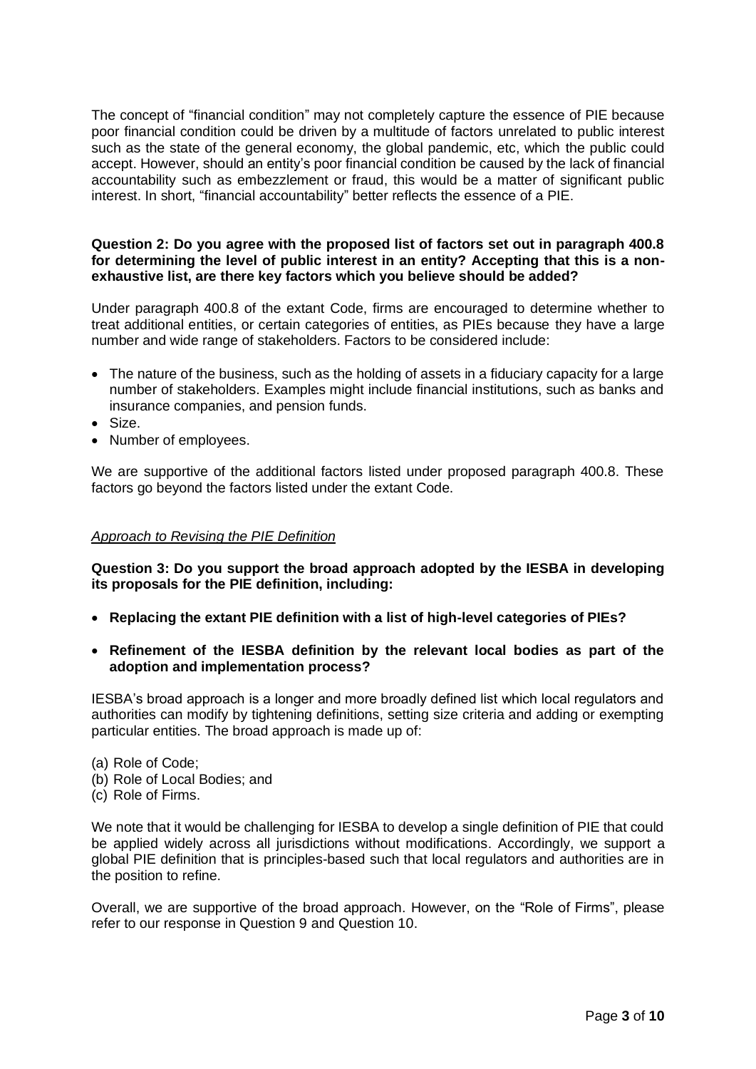The concept of "financial condition" may not completely capture the essence of PIE because poor financial condition could be driven by a multitude of factors unrelated to public interest such as the state of the general economy, the global pandemic, etc, which the public could accept. However, should an entity's poor financial condition be caused by the lack of financial accountability such as embezzlement or fraud, this would be a matter of significant public interest. In short, "financial accountability" better reflects the essence of a PIE.

**Question 2: Do you agree with the proposed list of factors set out in paragraph 400.8 for determining the level of public interest in an entity? Accepting that this is a non-exhaustive list, are there key factors which you believe should be added?**

Under paragraph 400.8 of the extant Code, firms are encouraged to determine whether to treat additional entities, or certain categories of entities, as PIEs because they have a large number and wide range of stakeholders. Factors to be considered include:

- The nature of the business, such as the holding of assets in a fiduciary capacity for a large number of stakeholders. Examples might include financial institutions, such as banks and insurance companies, and pension funds.
- Size.
- Number of employees.

We are supportive of the additional factors listed under proposed paragraph 400.8. These factors go beyond the factors listed under the extant Code.

*Approach to Revising the PIE Definition*

**Question 3: Do you support the broad approach adopted by the IESBA in developing its proposals for the PIE definition, including:**

- **Replacing the extant PIE definition with a list of high-level categories of PIEs?**
- **Refinement of the IESBA definition by the relevant local bodies as part of the adoption and implementation process?**

IESBA's broad approach is a longer and more broadly defined list which local regulators and authorities can modify by tightening definitions, setting size criteria and adding or exempting particular entities. The broad approach is made up of:

(a) Role of Code;
(b) Role of Local Bodies; and
(c) Role of Firms.

We note that it would be challenging for IESBA to develop a single definition of PIE that could be applied widely across all jurisdictions without modifications. Accordingly, we support a global PIE definition that is principles-based such that local regulators and authorities are in the position to refine.

Overall, we are supportive of the broad approach. However, on the "Role of Firms", please refer to our response in Question 9 and Question 10.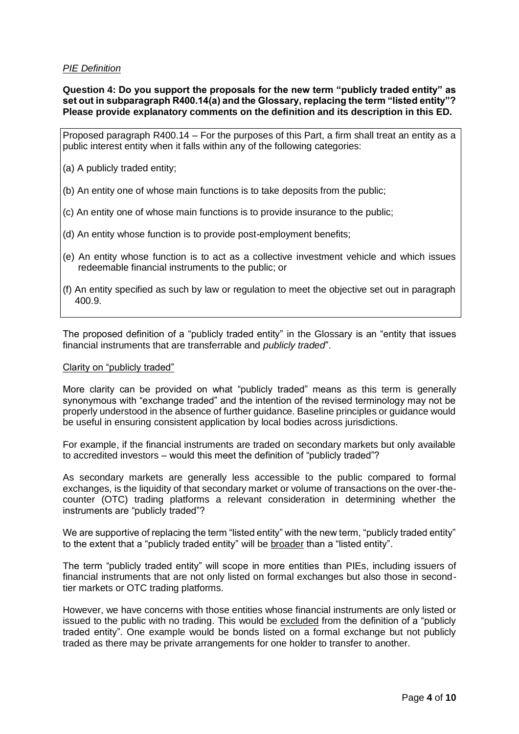*PIE Definition*

**Question 4: Do you support the proposals for the new term "publicly traded entity" as set out in subparagraph R400.14(a) and the Glossary, replacing the term "listed entity"? Please provide explanatory comments on the definition and its description in this ED.**

> Proposed paragraph R400.14 – For the purposes of this Part, a firm shall treat an entity as a public interest entity when it falls within any of the following categories:
>
> (a) A publicly traded entity;
>
> (b) An entity one of whose main functions is to take deposits from the public;
>
> (c) An entity one of whose main functions is to provide insurance to the public;
>
> (d) An entity whose function is to provide post-employment benefits;
>
> (e) An entity whose function is to act as a collective investment vehicle and which issues redeemable financial instruments to the public; or
>
> (f) An entity specified as such by law or regulation to meet the objective set out in paragraph 400.9.

The proposed definition of a "publicly traded entity" in the Glossary is an "entity that issues financial instruments that are transferrable and *publicly traded*".

<u>Clarity on "publicly traded"</u>

More clarity can be provided on what "publicly traded" means as this term is generally synonymous with "exchange traded" and the intention of the revised terminology may not be properly understood in the absence of further guidance. Baseline principles or guidance would be useful in ensuring consistent application by local bodies across jurisdictions.

For example, if the financial instruments are traded on secondary markets but only available to accredited investors – would this meet the definition of "publicly traded"?

As secondary markets are generally less accessible to the public compared to formal exchanges, is the liquidity of that secondary market or volume of transactions on the over-the-counter (OTC) trading platforms a relevant consideration in determining whether the instruments are "publicly traded"?

We are supportive of replacing the term "listed entity" with the new term, "publicly traded entity" to the extent that a "publicly traded entity" will be <u>broader</u> than a "listed entity".

The term "publicly traded entity" will scope in more entities than PIEs, including issuers of financial instruments that are not only listed on formal exchanges but also those in second-tier markets or OTC trading platforms.

However, we have concerns with those entities whose financial instruments are only listed or issued to the public with no trading. This would be <u>excluded</u> from the definition of a "publicly traded entity". One example would be bonds listed on a formal exchange but not publicly traded as there may be private arrangements for one holder to transfer to another.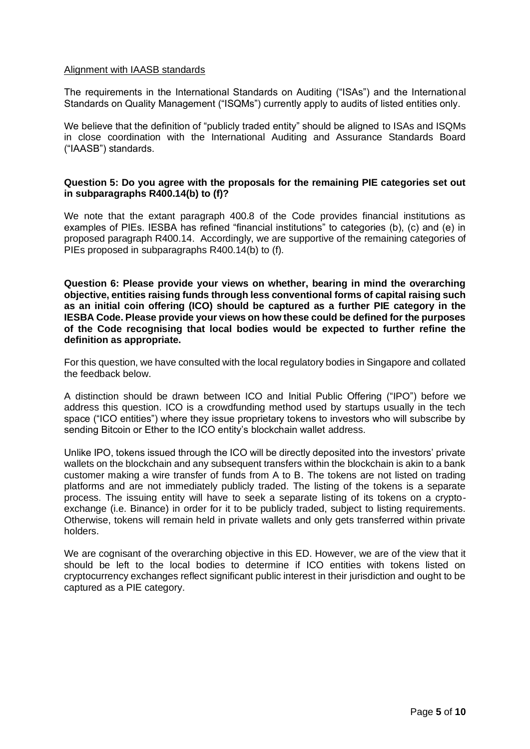Alignment with IAASB standards

The requirements in the International Standards on Auditing ("ISAs") and the International Standards on Quality Management ("ISQMs") currently apply to audits of listed entities only.

We believe that the definition of "publicly traded entity" should be aligned to ISAs and ISQMs in close coordination with the International Auditing and Assurance Standards Board ("IAASB") standards.

**Question 5: Do you agree with the proposals for the remaining PIE categories set out in subparagraphs R400.14(b) to (f)?**

We note that the extant paragraph 400.8 of the Code provides financial institutions as examples of PIEs. IESBA has refined "financial institutions" to categories (b), (c) and (e) in proposed paragraph R400.14. Accordingly, we are supportive of the remaining categories of PIEs proposed in subparagraphs R400.14(b) to (f).

**Question 6: Please provide your views on whether, bearing in mind the overarching objective, entities raising funds through less conventional forms of capital raising such as an initial coin offering (ICO) should be captured as a further PIE category in the IESBA Code. Please provide your views on how these could be defined for the purposes of the Code recognising that local bodies would be expected to further refine the definition as appropriate.**

For this question, we have consulted with the local regulatory bodies in Singapore and collated the feedback below.

A distinction should be drawn between ICO and Initial Public Offering ("IPO") before we address this question. ICO is a crowdfunding method used by startups usually in the tech space ("ICO entities") where they issue proprietary tokens to investors who will subscribe by sending Bitcoin or Ether to the ICO entity's blockchain wallet address.

Unlike IPO, tokens issued through the ICO will be directly deposited into the investors' private wallets on the blockchain and any subsequent transfers within the blockchain is akin to a bank customer making a wire transfer of funds from A to B. The tokens are not listed on trading platforms and are not immediately publicly traded. The listing of the tokens is a separate process. The issuing entity will have to seek a separate listing of its tokens on a crypto-exchange (i.e. Binance) in order for it to be publicly traded, subject to listing requirements. Otherwise, tokens will remain held in private wallets and only gets transferred within private holders.

We are cognisant of the overarching objective in this ED. However, we are of the view that it should be left to the local bodies to determine if ICO entities with tokens listed on cryptocurrency exchanges reflect significant public interest in their jurisdiction and ought to be captured as a PIE category.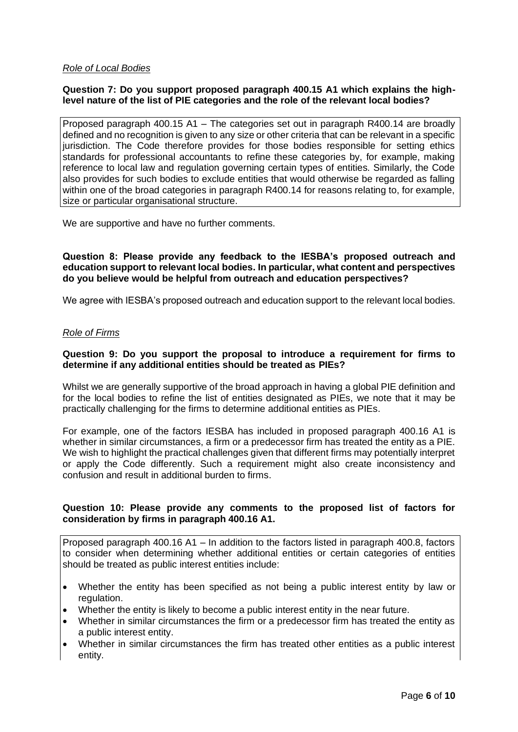*Role of Local Bodies*

**Question 7: Do you support proposed paragraph 400.15 A1 which explains the high-level nature of the list of PIE categories and the role of the relevant local bodies?**

> Proposed paragraph 400.15 A1 – The categories set out in paragraph R400.14 are broadly defined and no recognition is given to any size or other criteria that can be relevant in a specific jurisdiction. The Code therefore provides for those bodies responsible for setting ethics standards for professional accountants to refine these categories by, for example, making reference to local law and regulation governing certain types of entities. Similarly, the Code also provides for such bodies to exclude entities that would otherwise be regarded as falling within one of the broad categories in paragraph R400.14 for reasons relating to, for example, size or particular organisational structure.

We are supportive and have no further comments.

**Question 8: Please provide any feedback to the IESBA's proposed outreach and education support to relevant local bodies. In particular, what content and perspectives do you believe would be helpful from outreach and education perspectives?**

We agree with IESBA's proposed outreach and education support to the relevant local bodies.

*Role of Firms*

**Question 9: Do you support the proposal to introduce a requirement for firms to determine if any additional entities should be treated as PIEs?**

Whilst we are generally supportive of the broad approach in having a global PIE definition and for the local bodies to refine the list of entities designated as PIEs, we note that it may be practically challenging for the firms to determine additional entities as PIEs.

For example, one of the factors IESBA has included in proposed paragraph 400.16 A1 is whether in similar circumstances, a firm or a predecessor firm has treated the entity as a PIE. We wish to highlight the practical challenges given that different firms may potentially interpret or apply the Code differently. Such a requirement might also create inconsistency and confusion and result in additional burden to firms.

**Question 10: Please provide any comments to the proposed list of factors for consideration by firms in paragraph 400.16 A1.**

> Proposed paragraph 400.16 A1 – In addition to the factors listed in paragraph 400.8, factors to consider when determining whether additional entities or certain categories of entities should be treated as public interest entities include:
>
> - Whether the entity has been specified as not being a public interest entity by law or regulation.
> - Whether the entity is likely to become a public interest entity in the near future.
> - Whether in similar circumstances the firm or a predecessor firm has treated the entity as a public interest entity.
> - Whether in similar circumstances the firm has treated other entities as a public interest entity.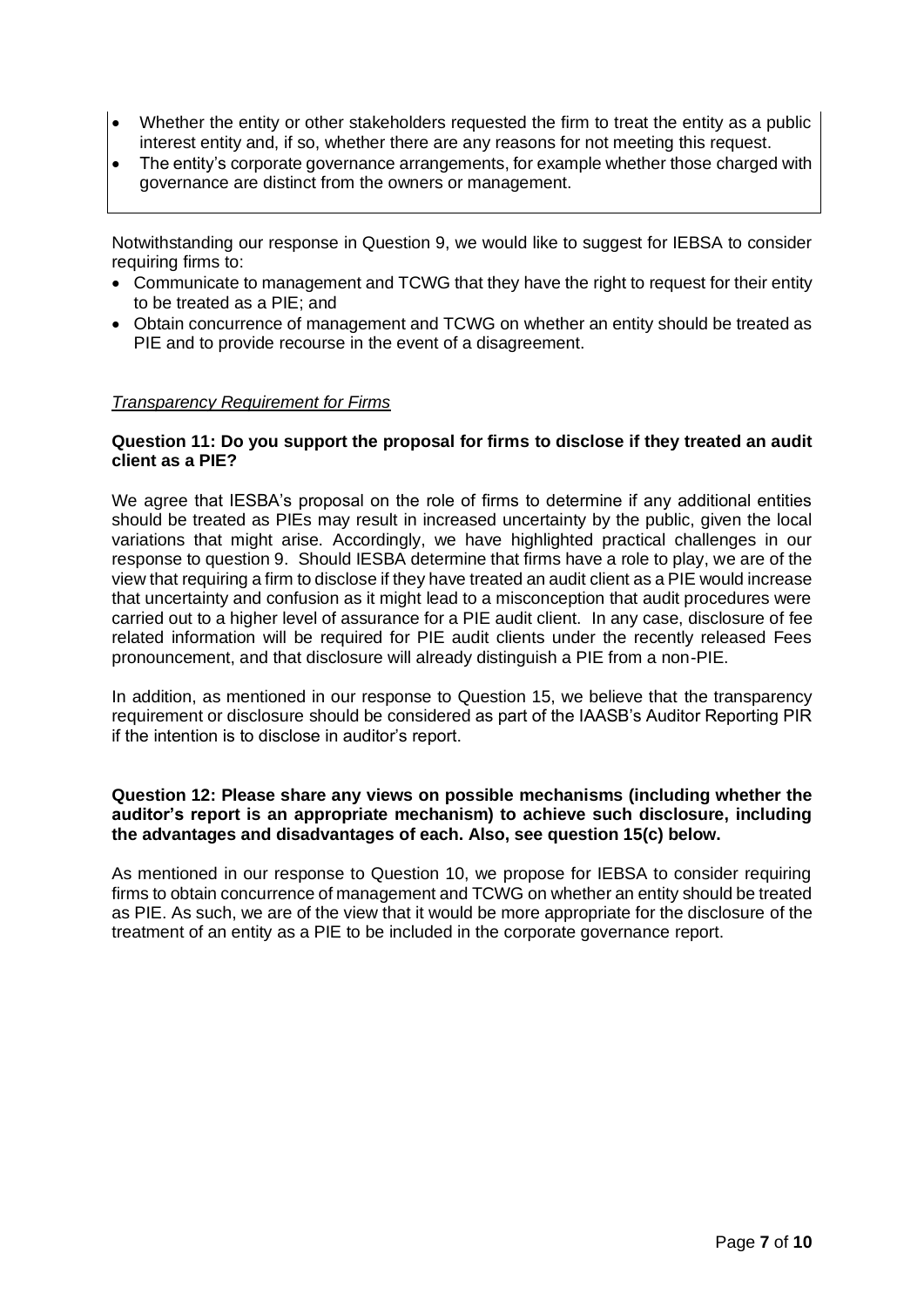- Whether the entity or other stakeholders requested the firm to treat the entity as a public interest entity and, if so, whether there are any reasons for not meeting this request.
- The entity's corporate governance arrangements, for example whether those charged with governance are distinct from the owners or management.

Notwithstanding our response in Question 9, we would like to suggest for IEBSA to consider requiring firms to:

- Communicate to management and TCWG that they have the right to request for their entity to be treated as a PIE; and
- Obtain concurrence of management and TCWG on whether an entity should be treated as PIE and to provide recourse in the event of a disagreement.

*Transparency Requirement for Firms*

**Question 11: Do you support the proposal for firms to disclose if they treated an audit client as a PIE?**

We agree that IESBA's proposal on the role of firms to determine if any additional entities should be treated as PIEs may result in increased uncertainty by the public, given the local variations that might arise. Accordingly, we have highlighted practical challenges in our response to question 9. Should IESBA determine that firms have a role to play, we are of the view that requiring a firm to disclose if they have treated an audit client as a PIE would increase that uncertainty and confusion as it might lead to a misconception that audit procedures were carried out to a higher level of assurance for a PIE audit client. In any case, disclosure of fee related information will be required for PIE audit clients under the recently released Fees pronouncement, and that disclosure will already distinguish a PIE from a non-PIE.

In addition, as mentioned in our response to Question 15, we believe that the transparency requirement or disclosure should be considered as part of the IAASB's Auditor Reporting PIR if the intention is to disclose in auditor's report.

**Question 12: Please share any views on possible mechanisms (including whether the auditor's report is an appropriate mechanism) to achieve such disclosure, including the advantages and disadvantages of each. Also, see question 15(c) below.**

As mentioned in our response to Question 10, we propose for IEBSA to consider requiring firms to obtain concurrence of management and TCWG on whether an entity should be treated as PIE. As such, we are of the view that it would be more appropriate for the disclosure of the treatment of an entity as a PIE to be included in the corporate governance report.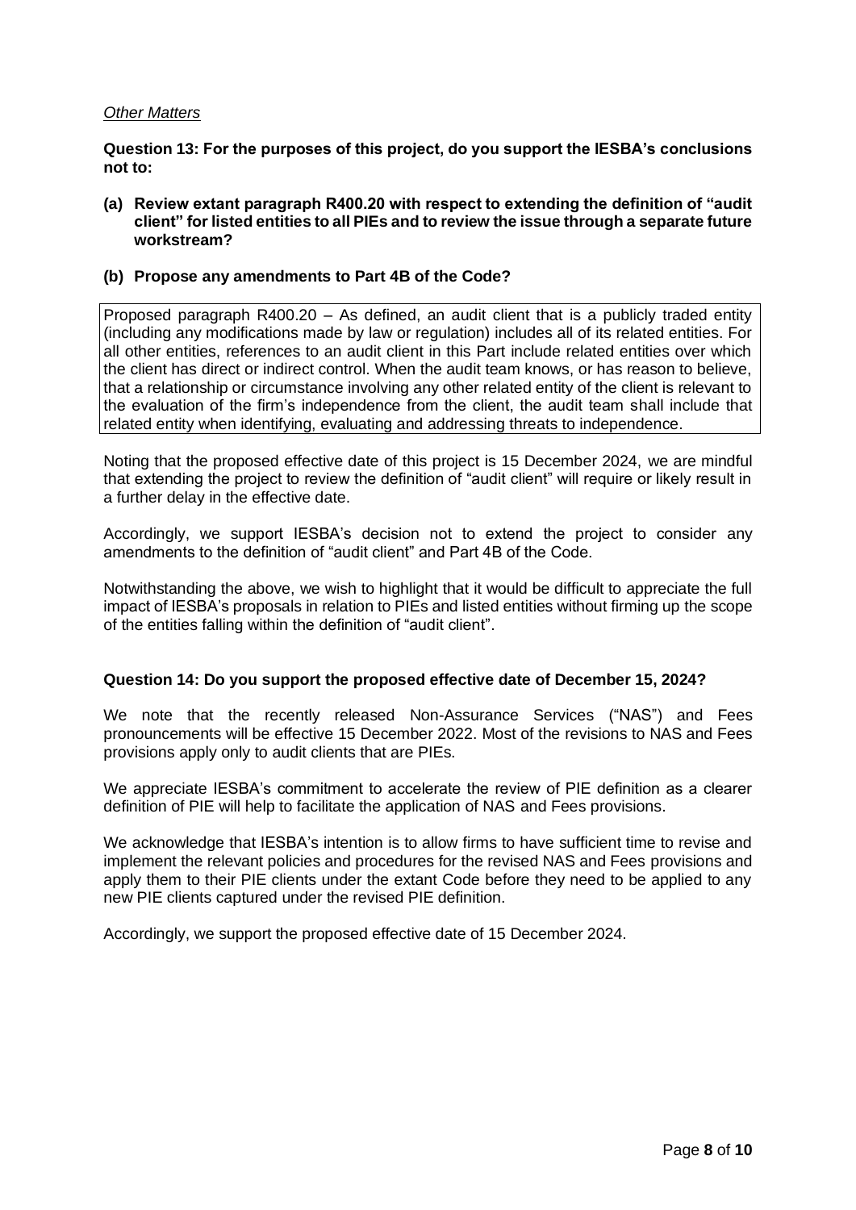*Other Matters*

**Question 13: For the purposes of this project, do you support the IESBA's conclusions not to:**

**(a) Review extant paragraph R400.20 with respect to extending the definition of "audit client" for listed entities to all PIEs and to review the issue through a separate future workstream?**

**(b) Propose any amendments to Part 4B of the Code?**

| Proposed paragraph R400.20 – As defined, an audit client that is a publicly traded entity (including any modifications made by law or regulation) includes all of its related entities. For all other entities, references to an audit client in this Part include related entities over which the client has direct or indirect control. When the audit team knows, or has reason to believe, that a relationship or circumstance involving any other related entity of the client is relevant to the evaluation of the firm's independence from the client, the audit team shall include that related entity when identifying, evaluating and addressing threats to independence. |
|---|

Noting that the proposed effective date of this project is 15 December 2024, we are mindful that extending the project to review the definition of "audit client" will require or likely result in a further delay in the effective date.

Accordingly, we support IESBA's decision not to extend the project to consider any amendments to the definition of "audit client" and Part 4B of the Code.

Notwithstanding the above, we wish to highlight that it would be difficult to appreciate the full impact of IESBA's proposals in relation to PIEs and listed entities without firming up the scope of the entities falling within the definition of "audit client".

**Question 14: Do you support the proposed effective date of December 15, 2024?**

We note that the recently released Non-Assurance Services ("NAS") and Fees pronouncements will be effective 15 December 2022. Most of the revisions to NAS and Fees provisions apply only to audit clients that are PIEs.

We appreciate IESBA's commitment to accelerate the review of PIE definition as a clearer definition of PIE will help to facilitate the application of NAS and Fees provisions.

We acknowledge that IESBA's intention is to allow firms to have sufficient time to revise and implement the relevant policies and procedures for the revised NAS and Fees provisions and apply them to their PIE clients under the extant Code before they need to be applied to any new PIE clients captured under the revised PIE definition.

Accordingly, we support the proposed effective date of 15 December 2024.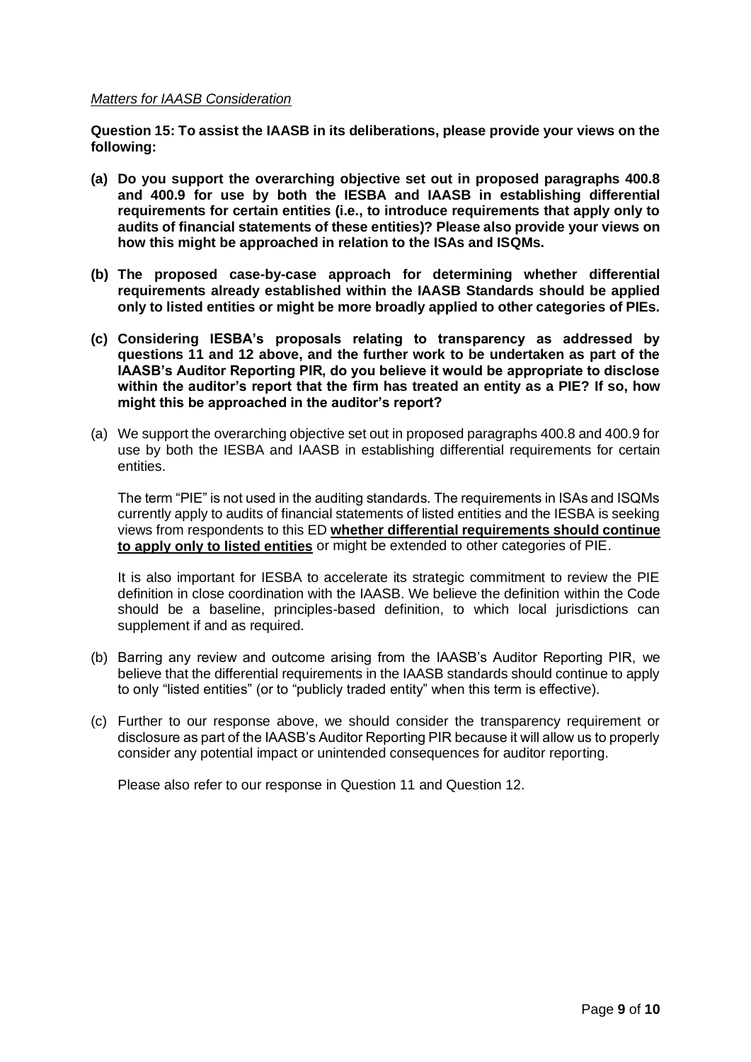*Matters for IAASB Consideration*

**Question 15: To assist the IAASB in its deliberations, please provide your views on the following:**

**(a) Do you support the overarching objective set out in proposed paragraphs 400.8 and 400.9 for use by both the IESBA and IAASB in establishing differential requirements for certain entities (i.e., to introduce requirements that apply only to audits of financial statements of these entities)? Please also provide your views on how this might be approached in relation to the ISAs and ISQMs.**

**(b) The proposed case-by-case approach for determining whether differential requirements already established within the IAASB Standards should be applied only to listed entities or might be more broadly applied to other categories of PIEs.**

**(c) Considering IESBA's proposals relating to transparency as addressed by questions 11 and 12 above, and the further work to be undertaken as part of the IAASB's Auditor Reporting PIR, do you believe it would be appropriate to disclose within the auditor's report that the firm has treated an entity as a PIE? If so, how might this be approached in the auditor's report?**

(a) We support the overarching objective set out in proposed paragraphs 400.8 and 400.9 for use by both the IESBA and IAASB in establishing differential requirements for certain entities.

The term "PIE" is not used in the auditing standards. The requirements in ISAs and ISQMs currently apply to audits of financial statements of listed entities and the IESBA is seeking views from respondents to this ED <u>**whether differential requirements should continue to apply only to listed entities**</u> or might be extended to other categories of PIE.

It is also important for IESBA to accelerate its strategic commitment to review the PIE definition in close coordination with the IAASB. We believe the definition within the Code should be a baseline, principles-based definition, to which local jurisdictions can supplement if and as required.

(b) Barring any review and outcome arising from the IAASB's Auditor Reporting PIR, we believe that the differential requirements in the IAASB standards should continue to apply to only "listed entities" (or to "publicly traded entity" when this term is effective).

(c) Further to our response above, we should consider the transparency requirement or disclosure as part of the IAASB's Auditor Reporting PIR because it will allow us to properly consider any potential impact or unintended consequences for auditor reporting.

Please also refer to our response in Question 11 and Question 12.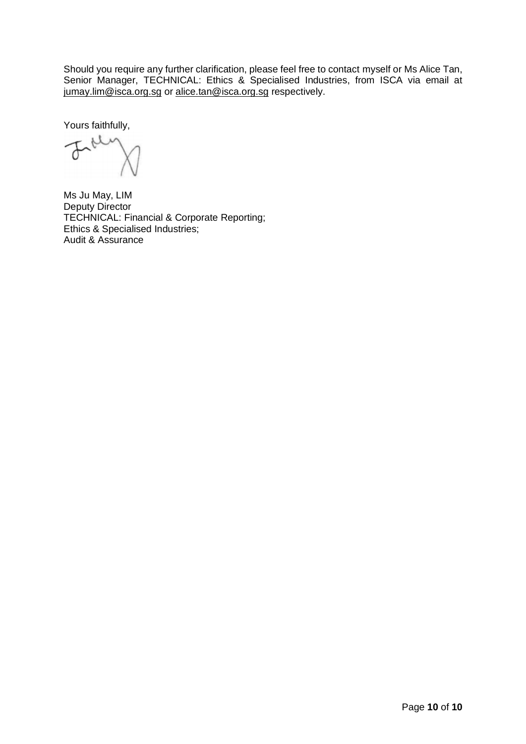Should you require any further clarification, please feel free to contact myself or Ms Alice Tan, Senior Manager, TECHNICAL: Ethics & Specialised Industries, from ISCA via email at jumay.lim@isca.org.sg or alice.tan@isca.org.sg respectively.

Yours faithfully,

Ms Ju May, LIM
Deputy Director
TECHNICAL: Financial & Corporate Reporting;
Ethics & Specialised Industries;
Audit & Assurance